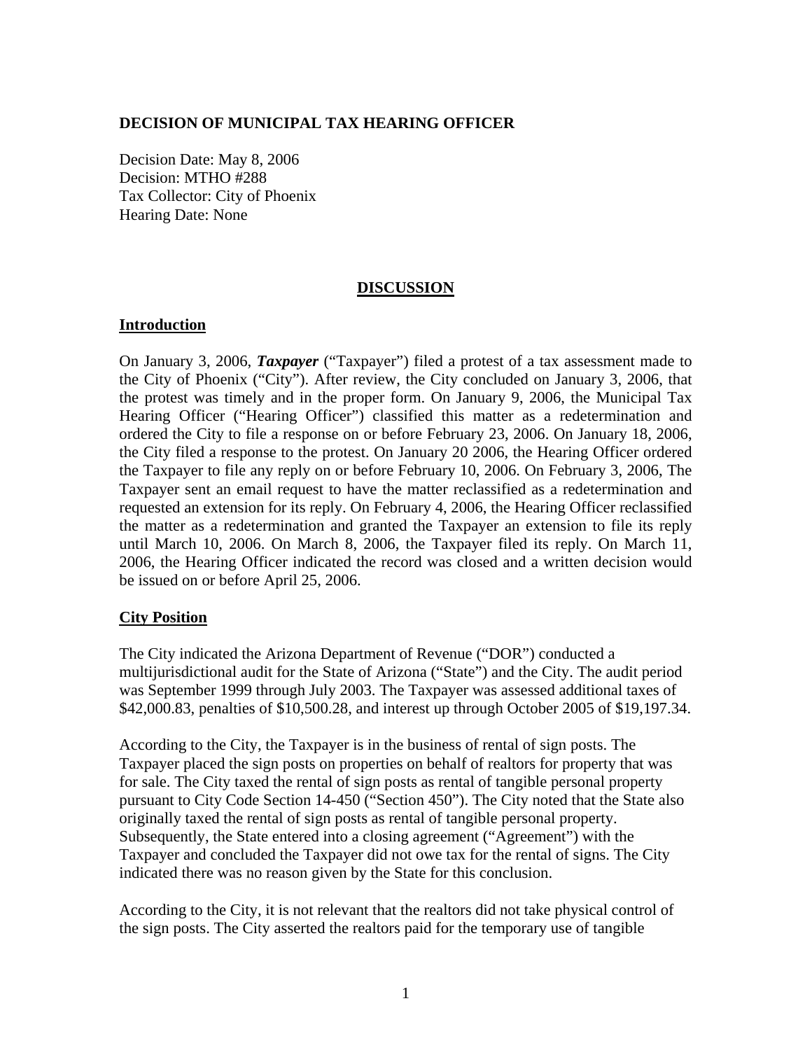**DECISION OF MUNICIPAL TAX HEARING OFFICER**

Decision Date: May 8, 2006
Decision: MTHO #288
Tax Collector: City of Phoenix
Hearing Date: None

## DISCUSSION

### Introduction

On January 3, 2006, ***Taxpayer*** ("Taxpayer") filed a protest of a tax assessment made to the City of Phoenix ("City"). After review, the City concluded on January 3, 2006, that the protest was timely and in the proper form. On January 9, 2006, the Municipal Tax Hearing Officer ("Hearing Officer") classified this matter as a redetermination and ordered the City to file a response on or before February 23, 2006. On January 18, 2006, the City filed a response to the protest. On January 20 2006, the Hearing Officer ordered the Taxpayer to file any reply on or before February 10, 2006. On February 3, 2006, The Taxpayer sent an email request to have the matter reclassified as a redetermination and requested an extension for its reply. On February 4, 2006, the Hearing Officer reclassified the matter as a redetermination and granted the Taxpayer an extension to file its reply until March 10, 2006. On March 8, 2006, the Taxpayer filed its reply. On March 11, 2006, the Hearing Officer indicated the record was closed and a written decision would be issued on or before April 25, 2006.

### City Position

The City indicated the Arizona Department of Revenue ("DOR") conducted a multijurisdictional audit for the State of Arizona ("State") and the City. The audit period was September 1999 through July 2003. The Taxpayer was assessed additional taxes of $42,000.83, penalties of $10,500.28, and interest up through October 2005 of $19,197.34.

According to the City, the Taxpayer is in the business of rental of sign posts. The Taxpayer placed the sign posts on properties on behalf of realtors for property that was for sale. The City taxed the rental of sign posts as rental of tangible personal property pursuant to City Code Section 14-450 ("Section 450"). The City noted that the State also originally taxed the rental of sign posts as rental of tangible personal property. Subsequently, the State entered into a closing agreement ("Agreement") with the Taxpayer and concluded the Taxpayer did not owe tax for the rental of signs. The City indicated there was no reason given by the State for this conclusion.

According to the City, it is not relevant that the realtors did not take physical control of the sign posts. The City asserted the realtors paid for the temporary use of tangible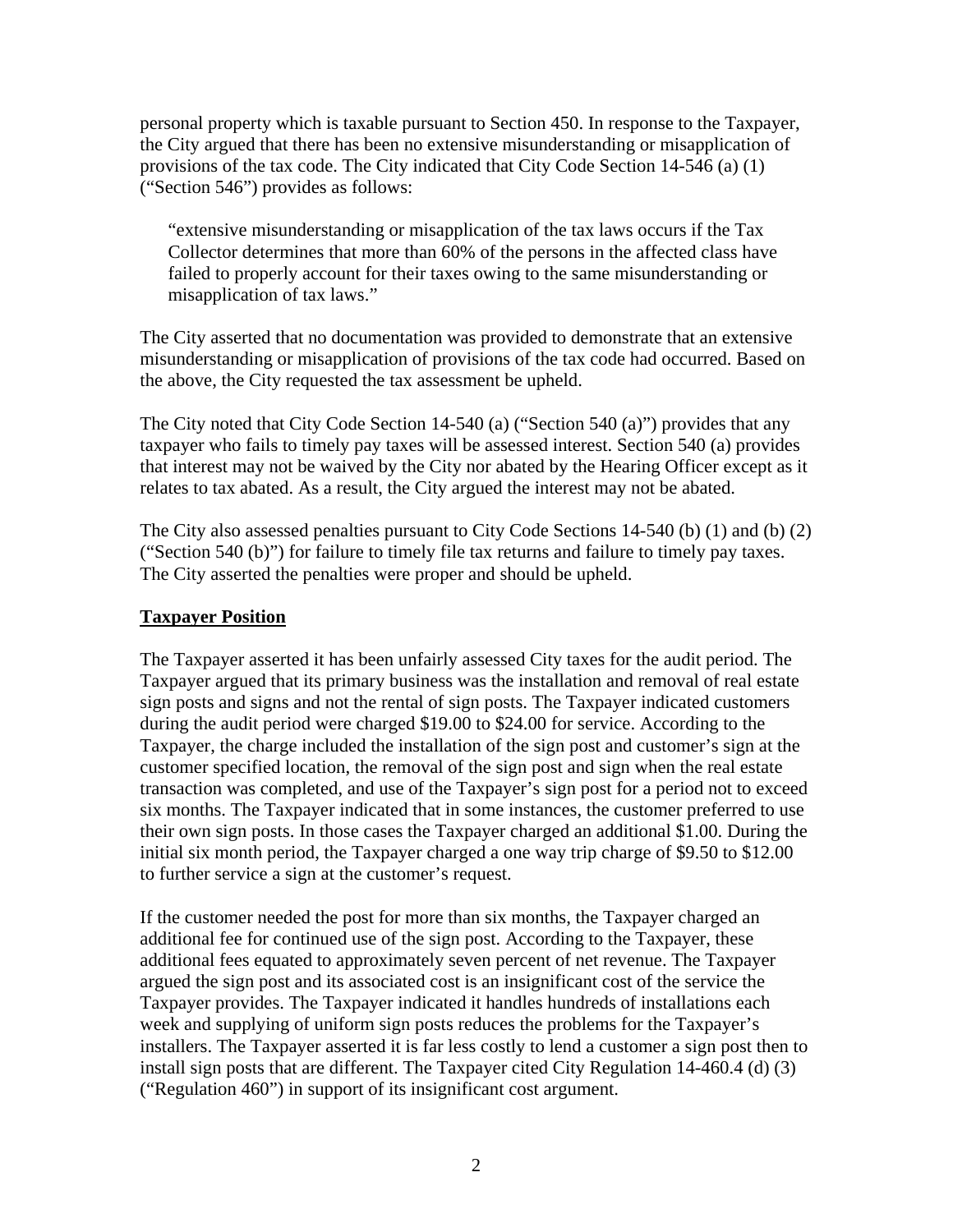personal property which is taxable pursuant to Section 450. In response to the Taxpayer, the City argued that there has been no extensive misunderstanding or misapplication of provisions of the tax code. The City indicated that City Code Section 14-546 (a) (1) ("Section 546") provides as follows:

> "extensive misunderstanding or misapplication of the tax laws occurs if the Tax Collector determines that more than 60% of the persons in the affected class have failed to properly account for their taxes owing to the same misunderstanding or misapplication of tax laws."

The City asserted that no documentation was provided to demonstrate that an extensive misunderstanding or misapplication of provisions of the tax code had occurred. Based on the above, the City requested the tax assessment be upheld.

The City noted that City Code Section 14-540 (a) ("Section 540 (a)") provides that any taxpayer who fails to timely pay taxes will be assessed interest. Section 540 (a) provides that interest may not be waived by the City nor abated by the Hearing Officer except as it relates to tax abated. As a result, the City argued the interest may not be abated.

The City also assessed penalties pursuant to City Code Sections 14-540 (b) (1) and (b) (2) ("Section 540 (b)") for failure to timely file tax returns and failure to timely pay taxes. The City asserted the penalties were proper and should be upheld.

**Taxpayer Position**

The Taxpayer asserted it has been unfairly assessed City taxes for the audit period. The Taxpayer argued that its primary business was the installation and removal of real estate sign posts and signs and not the rental of sign posts. The Taxpayer indicated customers during the audit period were charged \$19.00 to \$24.00 for service. According to the Taxpayer, the charge included the installation of the sign post and customer's sign at the customer specified location, the removal of the sign post and sign when the real estate transaction was completed, and use of the Taxpayer's sign post for a period not to exceed six months. The Taxpayer indicated that in some instances, the customer preferred to use their own sign posts. In those cases the Taxpayer charged an additional \$1.00. During the initial six month period, the Taxpayer charged a one way trip charge of \$9.50 to \$12.00 to further service a sign at the customer's request.

If the customer needed the post for more than six months, the Taxpayer charged an additional fee for continued use of the sign post. According to the Taxpayer, these additional fees equated to approximately seven percent of net revenue. The Taxpayer argued the sign post and its associated cost is an insignificant cost of the service the Taxpayer provides. The Taxpayer indicated it handles hundreds of installations each week and supplying of uniform sign posts reduces the problems for the Taxpayer's installers. The Taxpayer asserted it is far less costly to lend a customer a sign post then to install sign posts that are different. The Taxpayer cited City Regulation 14-460.4 (d) (3) ("Regulation 460") in support of its insignificant cost argument.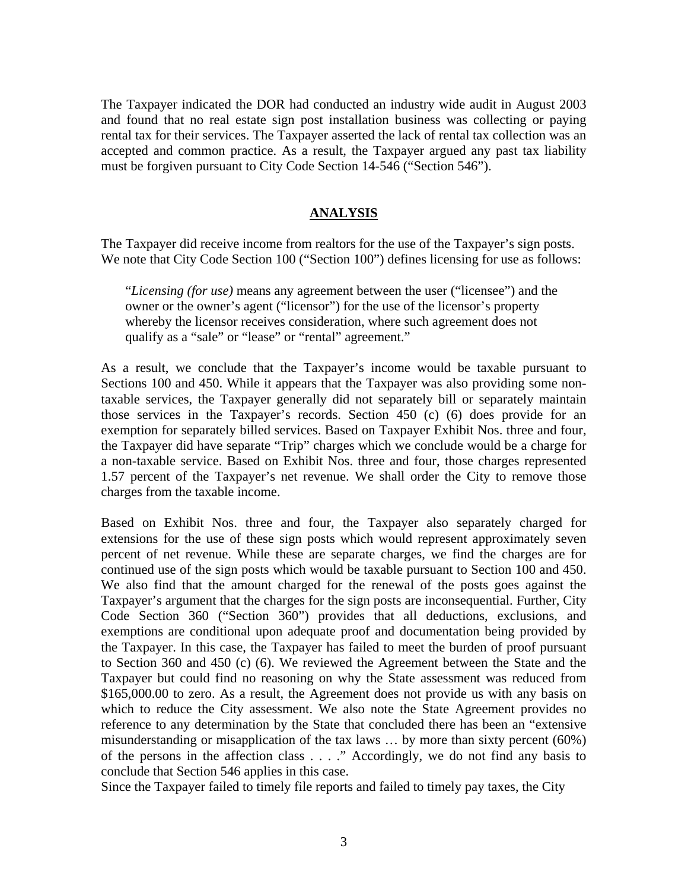The Taxpayer indicated the DOR had conducted an industry wide audit in August 2003 and found that no real estate sign post installation business was collecting or paying rental tax for their services. The Taxpayer asserted the lack of rental tax collection was an accepted and common practice. As a result, the Taxpayer argued any past tax liability must be forgiven pursuant to City Code Section 14-546 ("Section 546").

## ANALYSIS

The Taxpayer did receive income from realtors for the use of the Taxpayer's sign posts. We note that City Code Section 100 ("Section 100") defines licensing for use as follows:

> "*Licensing (for use)* means any agreement between the user ("licensee") and the owner or the owner's agent ("licensor") for the use of the licensor's property whereby the licensor receives consideration, where such agreement does not qualify as a "sale" or "lease" or "rental" agreement."

As a result, we conclude that the Taxpayer's income would be taxable pursuant to Sections 100 and 450. While it appears that the Taxpayer was also providing some non-taxable services, the Taxpayer generally did not separately bill or separately maintain those services in the Taxpayer's records. Section 450 (c) (6) does provide for an exemption for separately billed services. Based on Taxpayer Exhibit Nos. three and four, the Taxpayer did have separate "Trip" charges which we conclude would be a charge for a non-taxable service. Based on Exhibit Nos. three and four, those charges represented 1.57 percent of the Taxpayer's net revenue. We shall order the City to remove those charges from the taxable income.

Based on Exhibit Nos. three and four, the Taxpayer also separately charged for extensions for the use of these sign posts which would represent approximately seven percent of net revenue. While these are separate charges, we find the charges are for continued use of the sign posts which would be taxable pursuant to Section 100 and 450. We also find that the amount charged for the renewal of the posts goes against the Taxpayer's argument that the charges for the sign posts are inconsequential. Further, City Code Section 360 ("Section 360") provides that all deductions, exclusions, and exemptions are conditional upon adequate proof and documentation being provided by the Taxpayer. In this case, the Taxpayer has failed to meet the burden of proof pursuant to Section 360 and 450 (c) (6). We reviewed the Agreement between the State and the Taxpayer but could find no reasoning on why the State assessment was reduced from $165,000.00 to zero. As a result, the Agreement does not provide us with any basis on which to reduce the City assessment. We also note the State Agreement provides no reference to any determination by the State that concluded there has been an "extensive misunderstanding or misapplication of the tax laws … by more than sixty percent (60%) of the persons in the affection class . . . ." Accordingly, we do not find any basis to conclude that Section 546 applies in this case.

Since the Taxpayer failed to timely file reports and failed to timely pay taxes, the City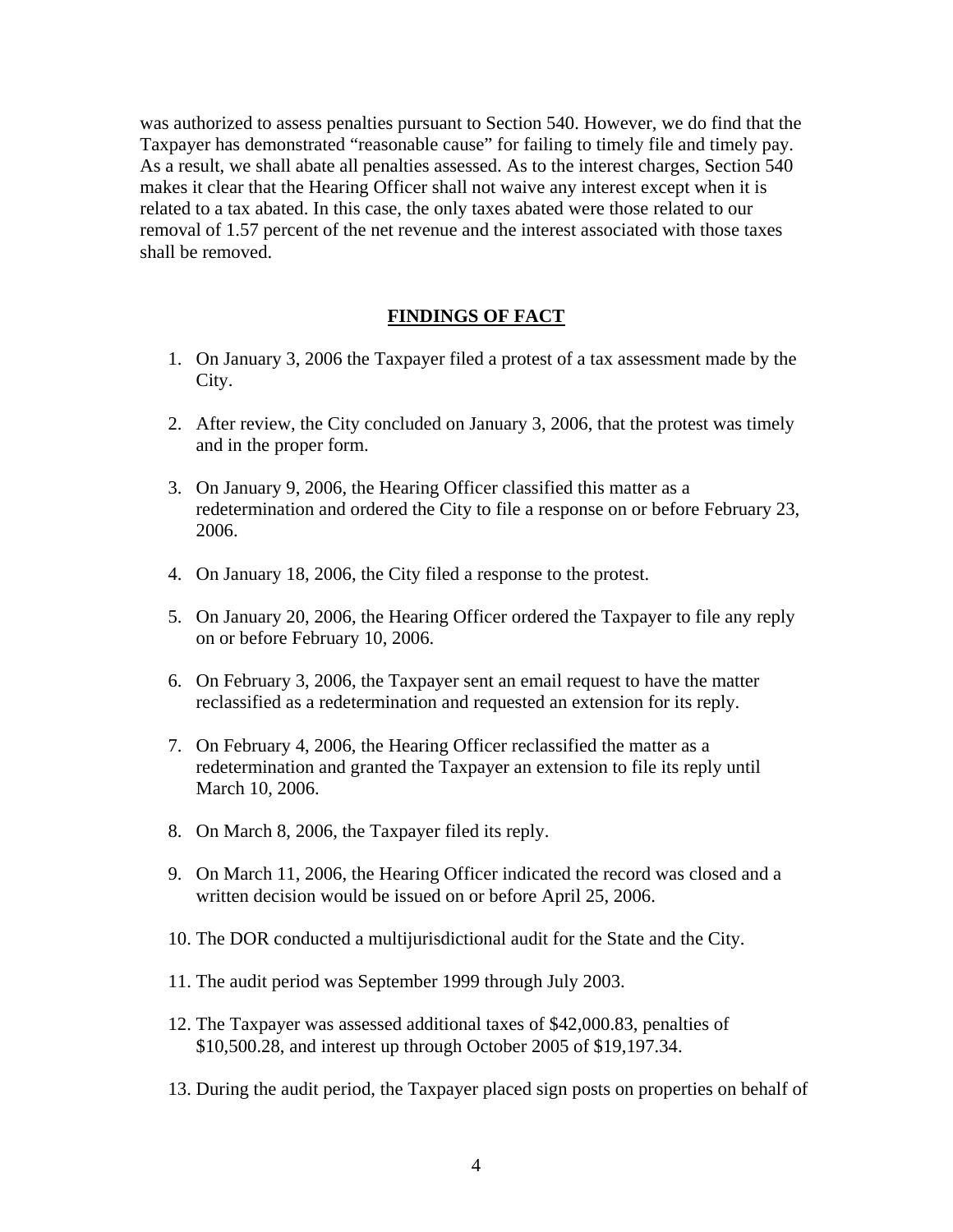was authorized to assess penalties pursuant to Section 540. However, we do find that the Taxpayer has demonstrated "reasonable cause" for failing to timely file and timely pay. As a result, we shall abate all penalties assessed. As to the interest charges, Section 540 makes it clear that the Hearing Officer shall not waive any interest except when it is related to a tax abated. In this case, the only taxes abated were those related to our removal of 1.57 percent of the net revenue and the interest associated with those taxes shall be removed.

## FINDINGS OF FACT

1. On January 3, 2006 the Taxpayer filed a protest of a tax assessment made by the City.
2. After review, the City concluded on January 3, 2006, that the protest was timely and in the proper form.
3. On January 9, 2006, the Hearing Officer classified this matter as a redetermination and ordered the City to file a response on or before February 23, 2006.
4. On January 18, 2006, the City filed a response to the protest.
5. On January 20, 2006, the Hearing Officer ordered the Taxpayer to file any reply on or before February 10, 2006.
6. On February 3, 2006, the Taxpayer sent an email request to have the matter reclassified as a redetermination and requested an extension for its reply.
7. On February 4, 2006, the Hearing Officer reclassified the matter as a redetermination and granted the Taxpayer an extension to file its reply until March 10, 2006.
8. On March 8, 2006, the Taxpayer filed its reply.
9. On March 11, 2006, the Hearing Officer indicated the record was closed and a written decision would be issued on or before April 25, 2006.
10. The DOR conducted a multijurisdictional audit for the State and the City.
11. The audit period was September 1999 through July 2003.
12. The Taxpayer was assessed additional taxes of $42,000.83, penalties of $10,500.28, and interest up through October 2005 of $19,197.34.
13. During the audit period, the Taxpayer placed sign posts on properties on behalf of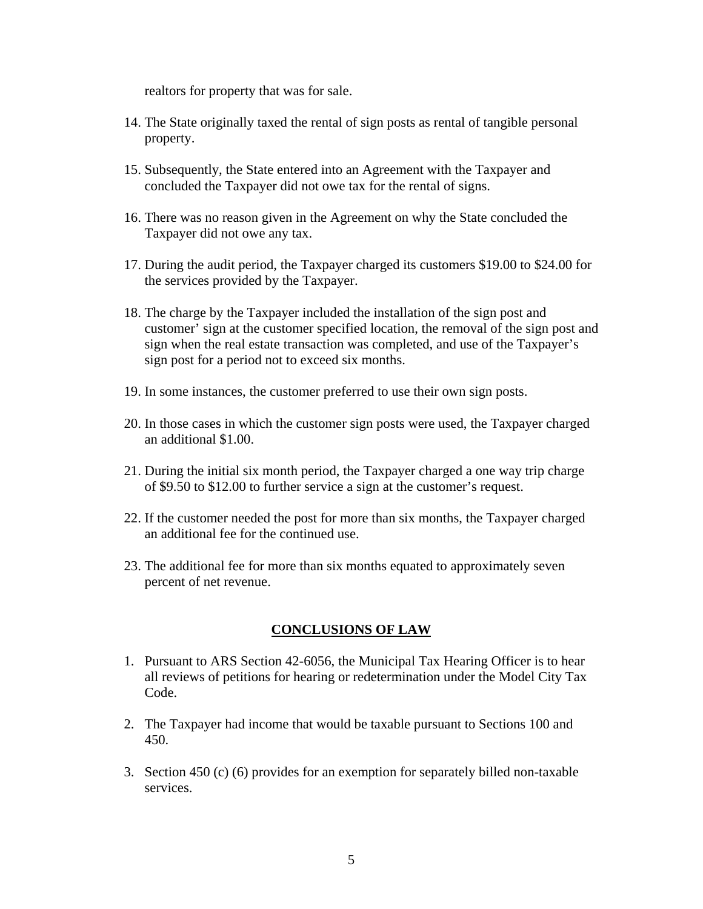realtors for property that was for sale.

14. The State originally taxed the rental of sign posts as rental of tangible personal property.

15. Subsequently, the State entered into an Agreement with the Taxpayer and concluded the Taxpayer did not owe tax for the rental of signs.

16. There was no reason given in the Agreement on why the State concluded the Taxpayer did not owe any tax.

17. During the audit period, the Taxpayer charged its customers $19.00 to $24.00 for the services provided by the Taxpayer.

18. The charge by the Taxpayer included the installation of the sign post and customer' sign at the customer specified location, the removal of the sign post and sign when the real estate transaction was completed, and use of the Taxpayer's sign post for a period not to exceed six months.

19. In some instances, the customer preferred to use their own sign posts.

20. In those cases in which the customer sign posts were used, the Taxpayer charged an additional $1.00.

21. During the initial six month period, the Taxpayer charged a one way trip charge of $9.50 to $12.00 to further service a sign at the customer's request.

22. If the customer needed the post for more than six months, the Taxpayer charged an additional fee for the continued use.

23. The additional fee for more than six months equated to approximately seven percent of net revenue.

## CONCLUSIONS OF LAW

1. Pursuant to ARS Section 42-6056, the Municipal Tax Hearing Officer is to hear all reviews of petitions for hearing or redetermination under the Model City Tax Code.

2. The Taxpayer had income that would be taxable pursuant to Sections 100 and 450.

3. Section 450 (c) (6) provides for an exemption for separately billed non-taxable services.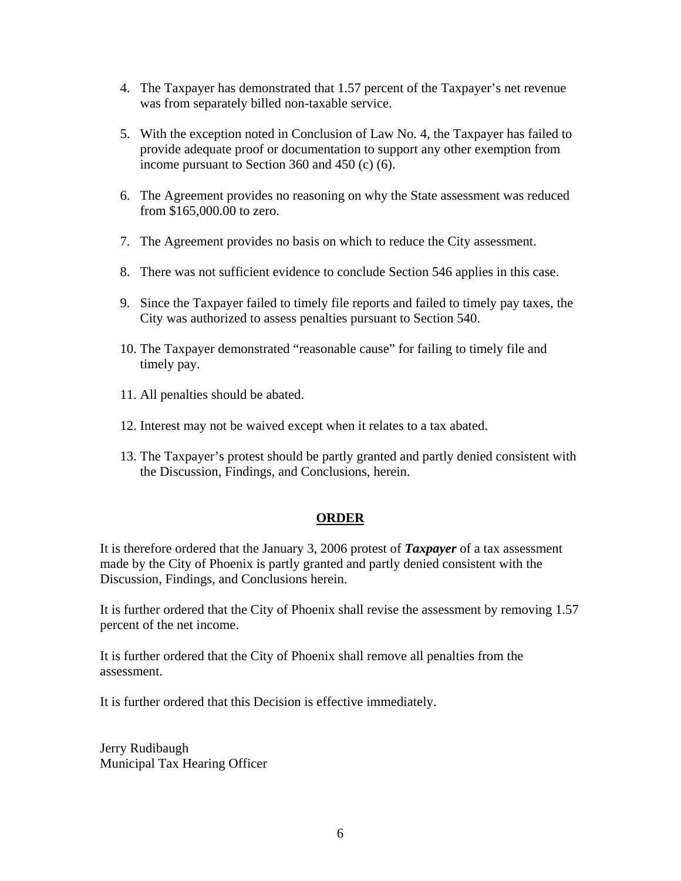4. The Taxpayer has demonstrated that 1.57 percent of the Taxpayer's net revenue was from separately billed non-taxable service.

5. With the exception noted in Conclusion of Law No. 4, the Taxpayer has failed to provide adequate proof or documentation to support any other exemption from income pursuant to Section 360 and 450 (c) (6).

6. The Agreement provides no reasoning on why the State assessment was reduced from $165,000.00 to zero.

7. The Agreement provides no basis on which to reduce the City assessment.

8. There was not sufficient evidence to conclude Section 546 applies in this case.

9. Since the Taxpayer failed to timely file reports and failed to timely pay taxes, the City was authorized to assess penalties pursuant to Section 540.

10. The Taxpayer demonstrated "reasonable cause" for failing to timely file and timely pay.

11. All penalties should be abated.

12. Interest may not be waived except when it relates to a tax abated.

13. The Taxpayer's protest should be partly granted and partly denied consistent with the Discussion, Findings, and Conclusions, herein.

## ORDER

It is therefore ordered that the January 3, 2006 protest of ***Taxpayer*** of a tax assessment made by the City of Phoenix is partly granted and partly denied consistent with the Discussion, Findings, and Conclusions herein.

It is further ordered that the City of Phoenix shall revise the assessment by removing 1.57 percent of the net income.

It is further ordered that the City of Phoenix shall remove all penalties from the assessment.

It is further ordered that this Decision is effective immediately.

Jerry Rudibaugh
Municipal Tax Hearing Officer